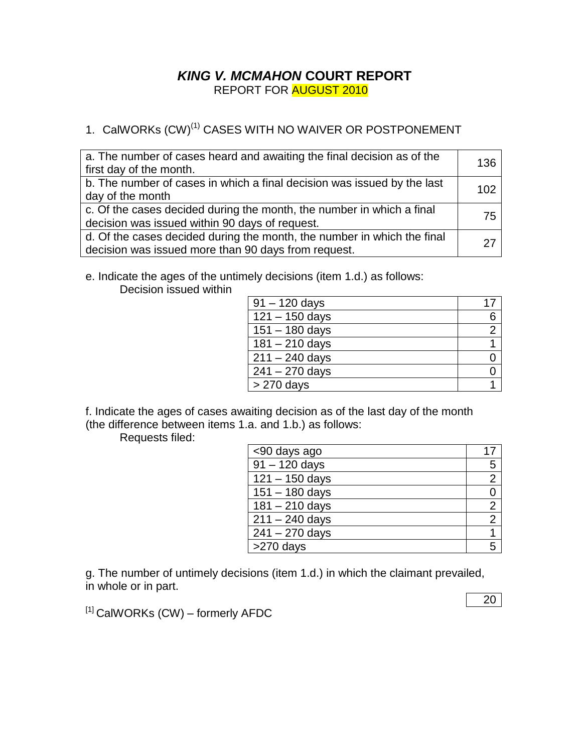# ***KING V. MCMAHON* COURT REPORT**

REPORT FOR AUGUST 2010

## 1. CalWORKs (CW)[1] CASES WITH NO WAIVER OR POSTPONEMENT

| | |
|---|---|
| a. The number of cases heard and awaiting the final decision as of the first day of the month. | 136 |
| b. The number of cases in which a final decision was issued by the last day of the month | 102 |
| c. Of the cases decided during the month, the number in which a final decision was issued within 90 days of request. | 75 |
| d. Of the cases decided during the month, the number in which the final decision was issued more than 90 days from request. | 27 |

e. Indicate the ages of the untimely decisions (item 1.d.) as follows:

Decision issued within

| | |
|---|---|
| 91 – 120 days | 17 |
| 121 – 150 days | 6 |
| 151 – 180 days | 2 |
| 181 – 210 days | 1 |
| 211 – 240 days | 0 |
| 241 – 270 days | 0 |
| > 270 days | 1 |

f. Indicate the ages of cases awaiting decision as of the last day of the month (the difference between items 1.a. and 1.b.) as follows:

Requests filed:

| | |
|---|---|
| <90 days ago | 17 |
| 91 – 120 days | 5 |
| 121 – 150 days | 2 |
| 151 – 180 days | 0 |
| 181 – 210 days | 2 |
| 211 – 240 days | 2 |
| 241 – 270 days | 1 |
| >270 days | 5 |

g. The number of untimely decisions (item 1.d.) in which the claimant prevailed, in whole or in part.

| |
|---|
| 20 |

[1] CalWORKs (CW) – formerly AFDC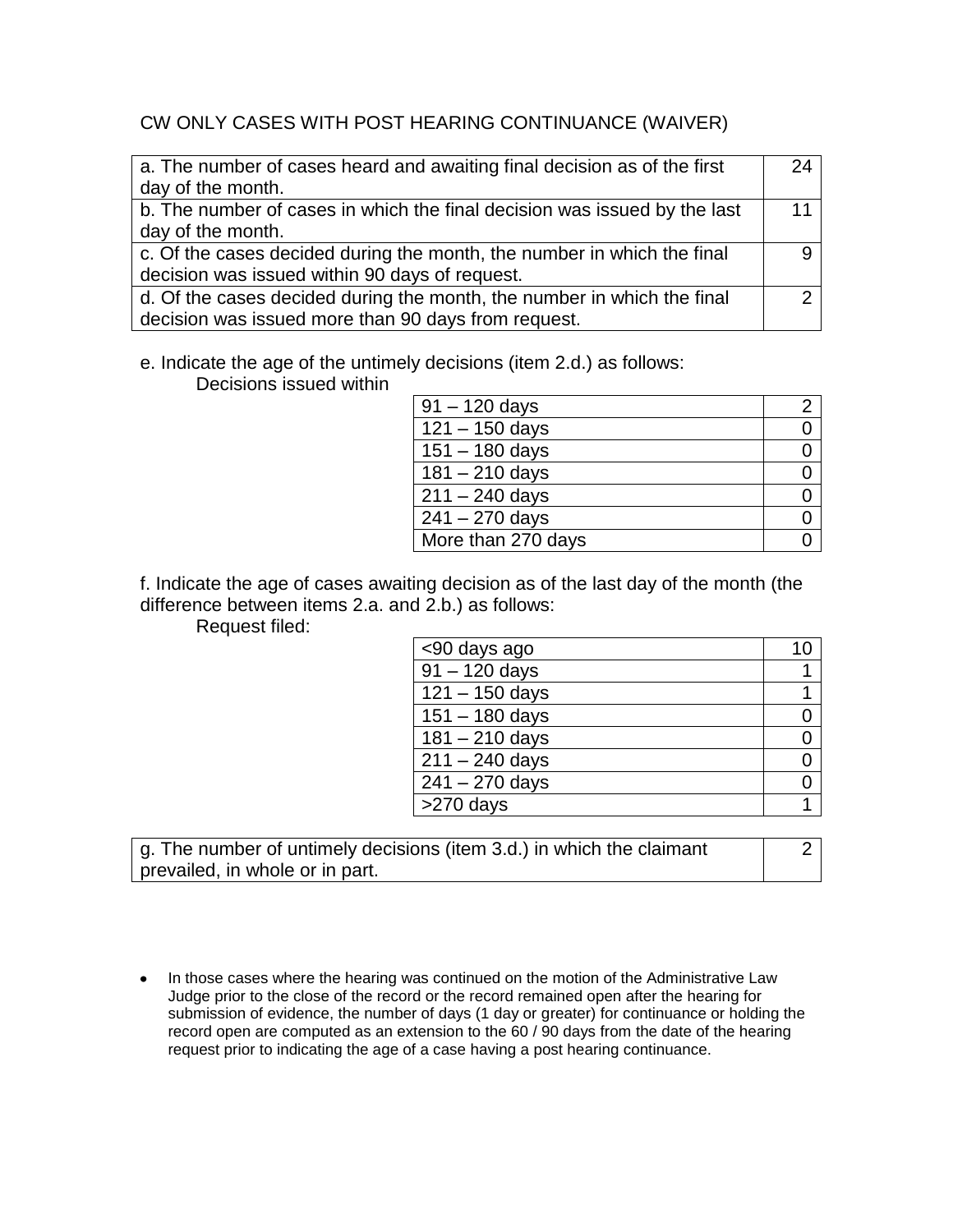CW ONLY CASES WITH POST HEARING CONTINUANCE (WAIVER)

| | |
|---|---|
| a. The number of cases heard and awaiting final decision as of the first day of the month. | 24 |
| b. The number of cases in which the final decision was issued by the last day of the month. | 11 |
| c. Of the cases decided during the month, the number in which the final decision was issued within 90 days of request. | 9 |
| d. Of the cases decided during the month, the number in which the final decision was issued more than 90 days from request. | 2 |

e. Indicate the age of the untimely decisions (item 2.d.) as follows:

Decisions issued within

| | |
|---|---|
| 91 – 120 days | 2 |
| 121 – 150 days | 0 |
| 151 – 180 days | 0 |
| 181 – 210 days | 0 |
| 211 – 240 days | 0 |
| 241 – 270 days | 0 |
| More than 270 days | 0 |

f. Indicate the age of cases awaiting decision as of the last day of the month (the difference between items 2.a. and 2.b.) as follows:

Request filed:

| | |
|---|---|
| <90 days ago | 10 |
| 91 – 120 days | 1 |
| 121 – 150 days | 1 |
| 151 – 180 days | 0 |
| 181 – 210 days | 0 |
| 211 – 240 days | 0 |
| 241 – 270 days | 0 |
| >270 days | 1 |

| | |
|---|---|
| g. The number of untimely decisions (item 3.d.) in which the claimant prevailed, in whole or in part. | 2 |

- In those cases where the hearing was continued on the motion of the Administrative Law Judge prior to the close of the record or the record remained open after the hearing for submission of evidence, the number of days (1 day or greater) for continuance or holding the record open are computed as an extension to the 60 / 90 days from the date of the hearing request prior to indicating the age of a case having a post hearing continuance.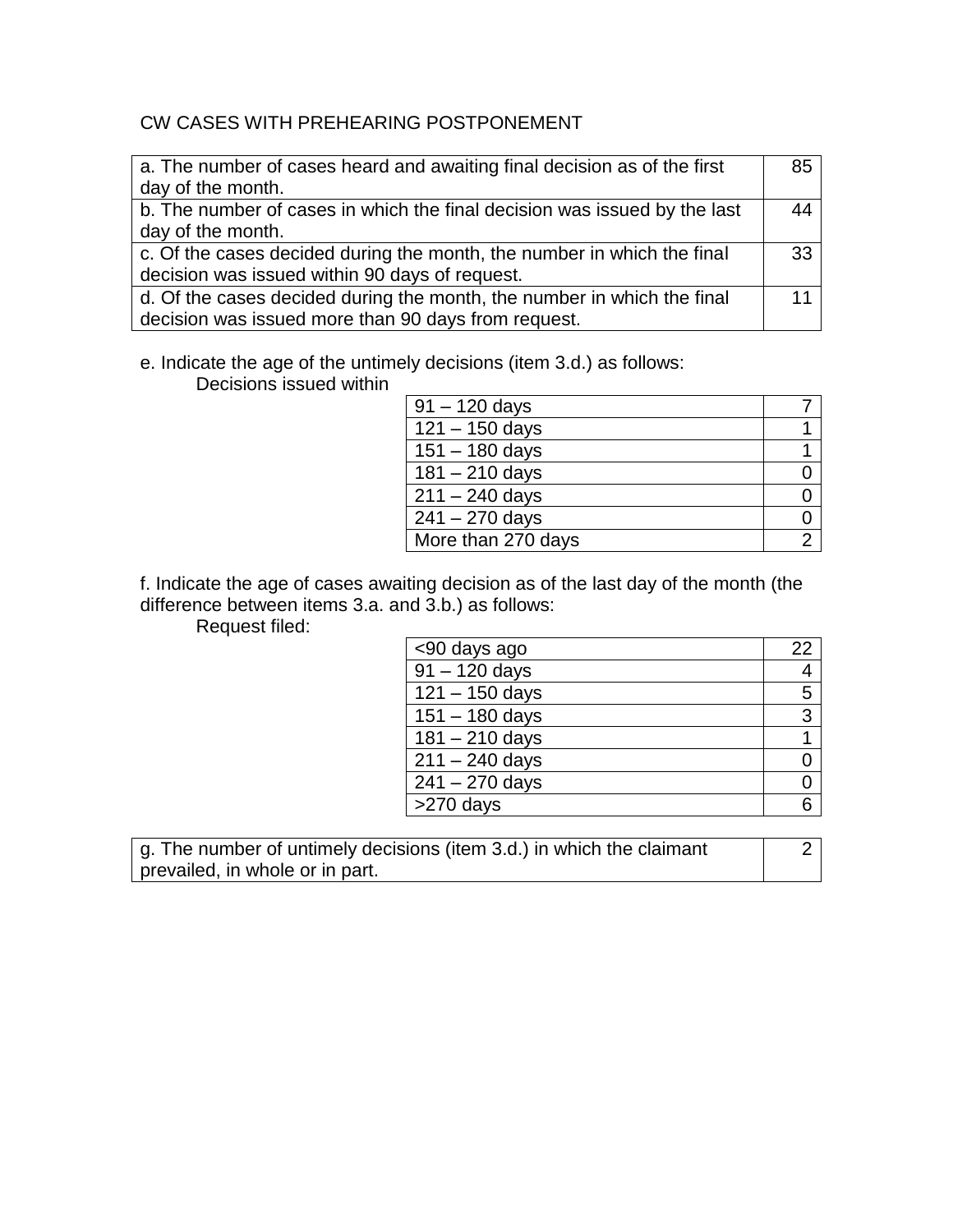CW CASES WITH PREHEARING POSTPONEMENT

| | |
|---|---|
| a. The number of cases heard and awaiting final decision as of the first day of the month. | 85 |
| b. The number of cases in which the final decision was issued by the last day of the month. | 44 |
| c. Of the cases decided during the month, the number in which the final decision was issued within 90 days of request. | 33 |
| d. Of the cases decided during the month, the number in which the final decision was issued more than 90 days from request. | 11 |

e. Indicate the age of the untimely decisions (item 3.d.) as follows:
Decisions issued within

| | |
|---|---|
| 91 – 120 days | 7 |
| 121 – 150 days | 1 |
| 151 – 180 days | 1 |
| 181 – 210 days | 0 |
| 211 – 240 days | 0 |
| 241 – 270 days | 0 |
| More than 270 days | 2 |

f. Indicate the age of cases awaiting decision as of the last day of the month (the difference between items 3.a. and 3.b.) as follows:
Request filed:

| | |
|---|---|
| <90 days ago | 22 |
| 91 – 120 days | 4 |
| 121 – 150 days | 5 |
| 151 – 180 days | 3 |
| 181 – 210 days | 1 |
| 211 – 240 days | 0 |
| 241 – 270 days | 0 |
| >270 days | 6 |

| | |
|---|---|
| g. The number of untimely decisions (item 3.d.) in which the claimant prevailed, in whole or in part. | 2 |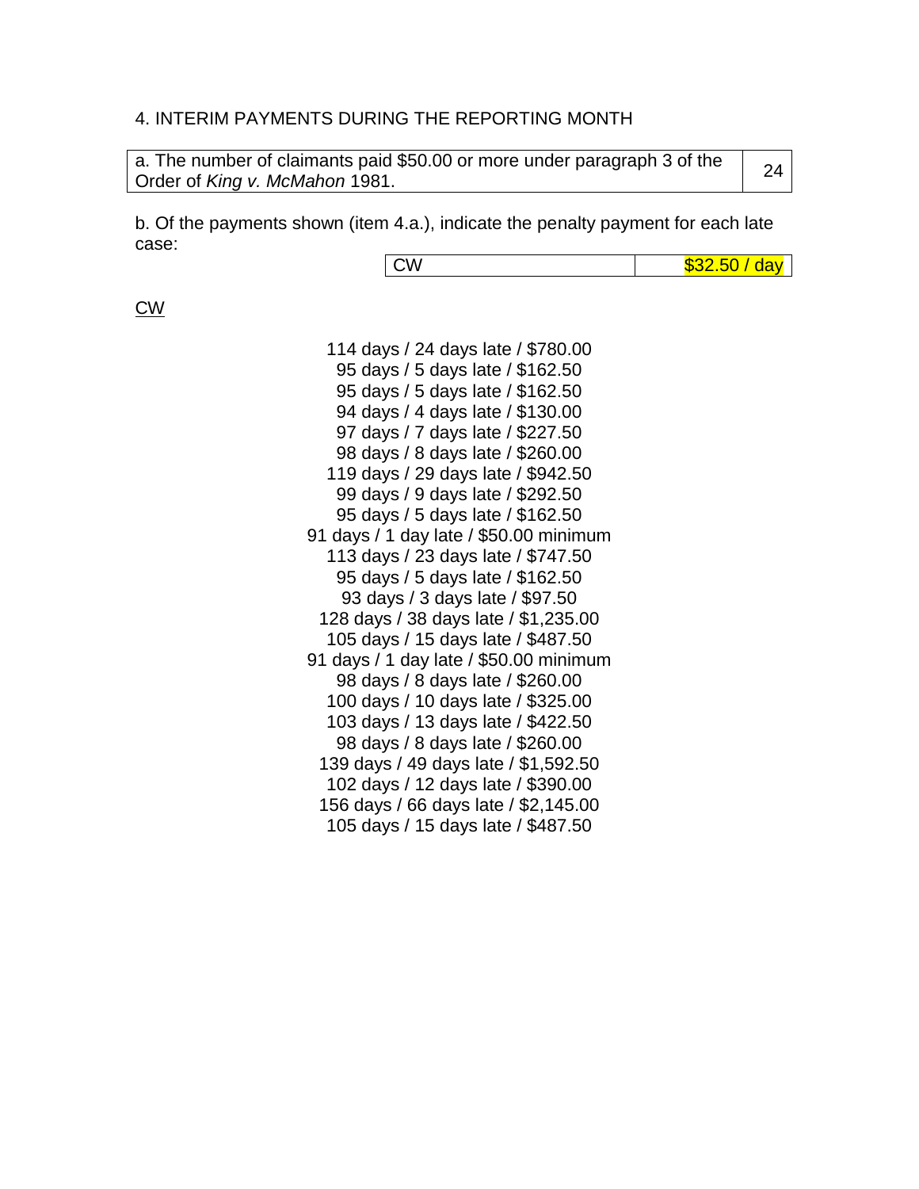4. INTERIM PAYMENTS DURING THE REPORTING MONTH

| | |
|---|---|
| a. The number of claimants paid $50.00 or more under paragraph 3 of the Order of *King v. McMahon* 1981. | 24 |

b. Of the payments shown (item 4.a.), indicate the penalty payment for each late case:

| | |
|---|---|
| CW | $32.50 / day |

CW

114 days / 24 days late / $780.00
95 days / 5 days late / $162.50
95 days / 5 days late / $162.50
94 days / 4 days late / $130.00
97 days / 7 days late / $227.50
98 days / 8 days late / $260.00
119 days / 29 days late / $942.50
99 days / 9 days late / $292.50
95 days / 5 days late / $162.50
91 days / 1 day late / $50.00 minimum
113 days / 23 days late / $747.50
95 days / 5 days late / $162.50
93 days / 3 days late / $97.50
128 days / 38 days late / $1,235.00
105 days / 15 days late / $487.50
91 days / 1 day late / $50.00 minimum
98 days / 8 days late / $260.00
100 days / 10 days late / $325.00
103 days / 13 days late / $422.50
98 days / 8 days late / $260.00
139 days / 49 days late / $1,592.50
102 days / 12 days late / $390.00
156 days / 66 days late / $2,145.00
105 days / 15 days late / $487.50